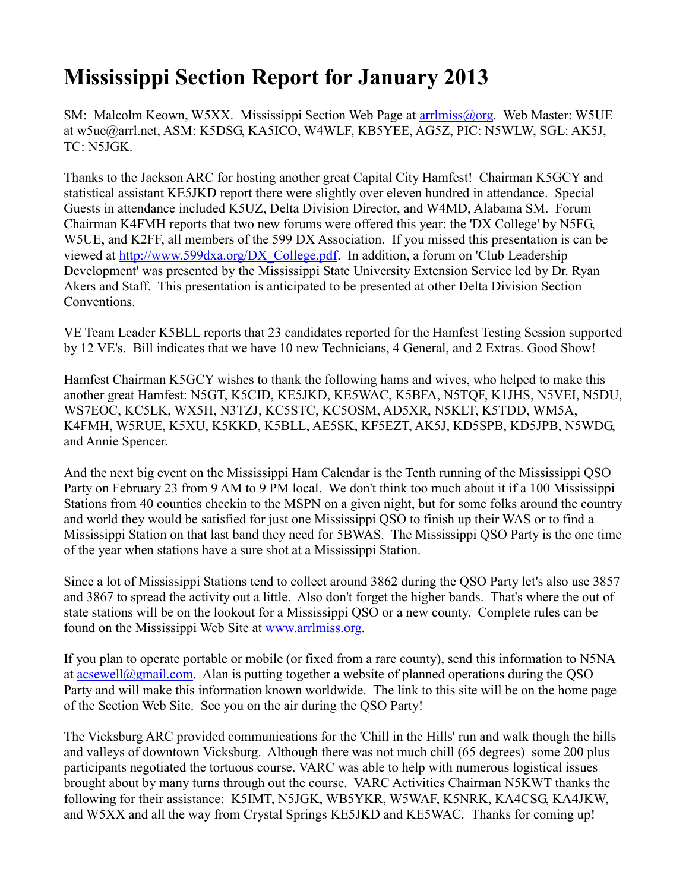# Mississippi Section Report for January 2013

SM: Malcolm Keown, W5XX. Mississippi Section Web Page at arrlmiss@org. Web Master: W5UE at w5ue@arrl.net, ASM: K5DSG, KA5ICO, W4WLF, KB5YEE, AG5Z, PIC: N5WLW, SGL: AK5J, TC: N5JGK.

Thanks to the Jackson ARC for hosting another great Capital City Hamfest! Chairman K5GCY and statistical assistant KE5JKD report there were slightly over eleven hundred in attendance. Special Guests in attendance included K5UZ, Delta Division Director, and W4MD, Alabama SM. Forum Chairman K4FMH reports that two new forums were offered this year: the 'DX College' by N5FG, W5UE, and K2FF, all members of the 599 DX Association. If you missed this presentation is can be viewed at http://www.599dxa.org/DX_College.pdf. In addition, a forum on 'Club Leadership Development' was presented by the Mississippi State University Extension Service led by Dr. Ryan Akers and Staff. This presentation is anticipated to be presented at other Delta Division Section Conventions.

VE Team Leader K5BLL reports that 23 candidates reported for the Hamfest Testing Session supported by 12 VE's. Bill indicates that we have 10 new Technicians, 4 General, and 2 Extras. Good Show!

Hamfest Chairman K5GCY wishes to thank the following hams and wives, who helped to make this another great Hamfest: N5GT, K5CID, KE5JKD, KE5WAC, K5BFA, N5TQF, K1JHS, N5VEI, N5DU, WS7EOC, KC5LK, WX5H, N3TZJ, KC5STC, KC5OSM, AD5XR, N5KLT, K5TDD, WM5A, K4FMH, W5RUE, K5XU, K5KKD, K5BLL, AE5SK, KF5EZT, AK5J, KD5SPB, KD5JPB, N5WDG, and Annie Spencer.

And the next big event on the Mississippi Ham Calendar is the Tenth running of the Mississippi QSO Party on February 23 from 9 AM to 9 PM local. We don't think too much about it if a 100 Mississippi Stations from 40 counties checkin to the MSPN on a given night, but for some folks around the country and world they would be satisfied for just one Mississippi QSO to finish up their WAS or to find a Mississippi Station on that last band they need for 5BWAS. The Mississippi QSO Party is the one time of the year when stations have a sure shot at a Mississippi Station.

Since a lot of Mississippi Stations tend to collect around 3862 during the QSO Party let's also use 3857 and 3867 to spread the activity out a little. Also don't forget the higher bands. That's where the out of state stations will be on the lookout for a Mississippi QSO or a new county. Complete rules can be found on the Mississippi Web Site at www.arrlmiss.org.

If you plan to operate portable or mobile (or fixed from a rare county), send this information to N5NA at acsewell@gmail.com. Alan is putting together a website of planned operations during the QSO Party and will make this information known worldwide. The link to this site will be on the home page of the Section Web Site. See you on the air during the QSO Party!

The Vicksburg ARC provided communications for the 'Chill in the Hills' run and walk though the hills and valleys of downtown Vicksburg. Although there was not much chill (65 degrees) some 200 plus participants negotiated the tortuous course. VARC was able to help with numerous logistical issues brought about by many turns through out the course. VARC Activities Chairman N5KWT thanks the following for their assistance: K5IMT, N5JGK, WB5YKR, W5WAF, K5NRK, KA4CSG, KA4JKW, and W5XX and all the way from Crystal Springs KE5JKD and KE5WAC. Thanks for coming up!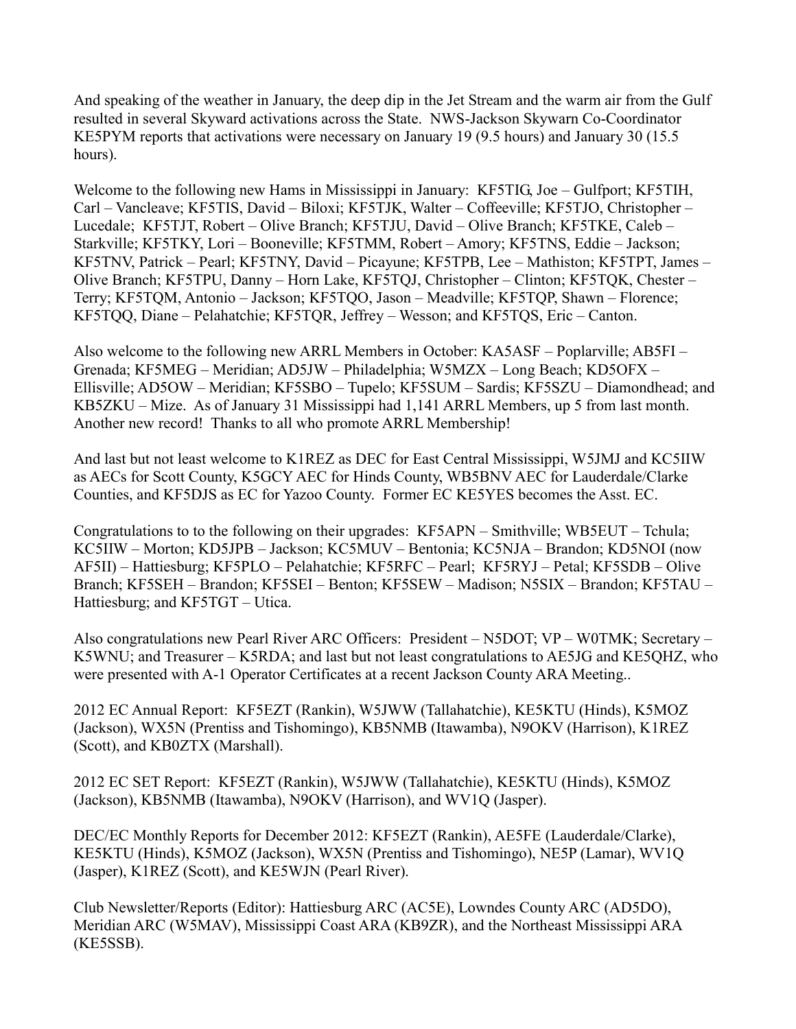And speaking of the weather in January, the deep dip in the Jet Stream and the warm air from the Gulf resulted in several Skyward activations across the State. NWS-Jackson Skywarn Co-Coordinator KE5PYM reports that activations were necessary on January 19 (9.5 hours) and January 30 (15.5 hours).

Welcome to the following new Hams in Mississippi in January: KF5TIG, Joe – Gulfport; KF5TIH, Carl – Vancleave; KF5TIS, David – Biloxi; KF5TJK, Walter – Coffeeville; KF5TJO, Christopher – Lucedale; KF5TJT, Robert – Olive Branch; KF5TJU, David – Olive Branch; KF5TKE, Caleb – Starkville; KF5TKY, Lori – Booneville; KF5TMM, Robert – Amory; KF5TNS, Eddie – Jackson; KF5TNV, Patrick – Pearl; KF5TNY, David – Picayune; KF5TPB, Lee – Mathiston; KF5TPT, James – Olive Branch; KF5TPU, Danny – Horn Lake, KF5TQJ, Christopher – Clinton; KF5TQK, Chester – Terry; KF5TQM, Antonio – Jackson; KF5TQO, Jason – Meadville; KF5TQP, Shawn – Florence; KF5TQQ, Diane – Pelahatchie; KF5TQR, Jeffrey – Wesson; and KF5TQS, Eric – Canton.

Also welcome to the following new ARRL Members in October: KA5ASF – Poplarville; AB5FI – Grenada; KF5MEG – Meridian; AD5JW – Philadelphia; W5MZX – Long Beach; KD5OFX – Ellisville; AD5OW – Meridian; KF5SBO – Tupelo; KF5SUM – Sardis; KF5SZU – Diamondhead; and KB5ZKU – Mize. As of January 31 Mississippi had 1,141 ARRL Members, up 5 from last month. Another new record! Thanks to all who promote ARRL Membership!

And last but not least welcome to K1REZ as DEC for East Central Mississippi, W5JMJ and KC5IIW as AECs for Scott County, K5GCY AEC for Hinds County, WB5BNV AEC for Lauderdale/Clarke Counties, and KF5DJS as EC for Yazoo County. Former EC KE5YES becomes the Asst. EC.

Congratulations to to the following on their upgrades: KF5APN – Smithville; WB5EUT – Tchula; KC5IIW – Morton; KD5JPB – Jackson; KC5MUV – Bentonia; KC5NJA – Brandon; KD5NOI (now AF5II) – Hattiesburg; KF5PLO – Pelahatchie; KF5RFC – Pearl; KF5RYJ – Petal; KF5SDB – Olive Branch; KF5SEH – Brandon; KF5SEI – Benton; KF5SEW – Madison; N5SIX – Brandon; KF5TAU – Hattiesburg; and KF5TGT – Utica.

Also congratulations new Pearl River ARC Officers: President – N5DOT; VP – W0TMK; Secretary – K5WNU; and Treasurer – K5RDA; and last but not least congratulations to AE5JG and KE5QHZ, who were presented with A-1 Operator Certificates at a recent Jackson County ARA Meeting..

2012 EC Annual Report: KF5EZT (Rankin), W5JWW (Tallahatchie), KE5KTU (Hinds), K5MOZ (Jackson), WX5N (Prentiss and Tishomingo), KB5NMB (Itawamba), N9OKV (Harrison), K1REZ (Scott), and KB0ZTX (Marshall).

2012 EC SET Report: KF5EZT (Rankin), W5JWW (Tallahatchie), KE5KTU (Hinds), K5MOZ (Jackson), KB5NMB (Itawamba), N9OKV (Harrison), and WV1Q (Jasper).

DEC/EC Monthly Reports for December 2012: KF5EZT (Rankin), AE5FE (Lauderdale/Clarke), KE5KTU (Hinds), K5MOZ (Jackson), WX5N (Prentiss and Tishomingo), NE5P (Lamar), WV1Q (Jasper), K1REZ (Scott), and KE5WJN (Pearl River).

Club Newsletter/Reports (Editor): Hattiesburg ARC (AC5E), Lowndes County ARC (AD5DO), Meridian ARC (W5MAV), Mississippi Coast ARA (KB9ZR), and the Northeast Mississippi ARA (KE5SSB).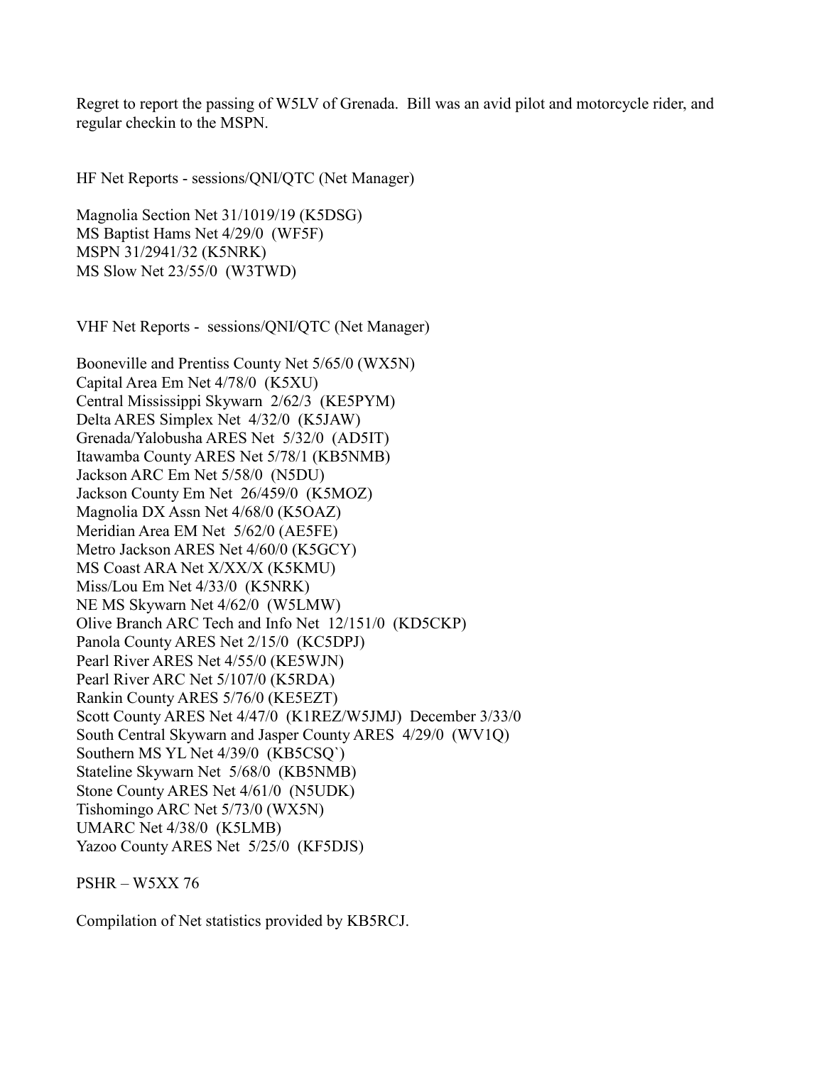Regret to report the passing of W5LV of Grenada. Bill was an avid pilot and motorcycle rider, and regular checkin to the MSPN.

HF Net Reports - sessions/QNI/QTC (Net Manager)

Magnolia Section Net 31/1019/19 (K5DSG)
MS Baptist Hams Net 4/29/0 (WF5F)
MSPN 31/2941/32 (K5NRK)
MS Slow Net 23/55/0 (W3TWD)

VHF Net Reports - sessions/QNI/QTC (Net Manager)

Booneville and Prentiss County Net 5/65/0 (WX5N)
Capital Area Em Net 4/78/0 (K5XU)
Central Mississippi Skywarn 2/62/3 (KE5PYM)
Delta ARES Simplex Net 4/32/0 (K5JAW)
Grenada/Yalobusha ARES Net 5/32/0 (AD5IT)
Itawamba County ARES Net 5/78/1 (KB5NMB)
Jackson ARC Em Net 5/58/0 (N5DU)
Jackson County Em Net 26/459/0 (K5MOZ)
Magnolia DX Assn Net 4/68/0 (K5OAZ)
Meridian Area EM Net 5/62/0 (AE5FE)
Metro Jackson ARES Net 4/60/0 (K5GCY)
MS Coast ARA Net X/XX/X (K5KMU)
Miss/Lou Em Net 4/33/0 (K5NRK)
NE MS Skywarn Net 4/62/0 (W5LMW)
Olive Branch ARC Tech and Info Net 12/151/0 (KD5CKP)
Panola County ARES Net 2/15/0 (KC5DPJ)
Pearl River ARES Net 4/55/0 (KE5WJN)
Pearl River ARC Net 5/107/0 (K5RDA)
Rankin County ARES 5/76/0 (KE5EZT)
Scott County ARES Net 4/47/0 (K1REZ/W5JMJ) December 3/33/0
South Central Skywarn and Jasper County ARES 4/29/0 (WV1Q)
Southern MS YL Net 4/39/0 (KB5CSQ`)
Stateline Skywarn Net 5/68/0 (KB5NMB)
Stone County ARES Net 4/61/0 (N5UDK)
Tishomingo ARC Net 5/73/0 (WX5N)
UMARC Net 4/38/0 (K5LMB)
Yazoo County ARES Net 5/25/0 (KF5DJS)

PSHR – W5XX 76

Compilation of Net statistics provided by KB5RCJ.